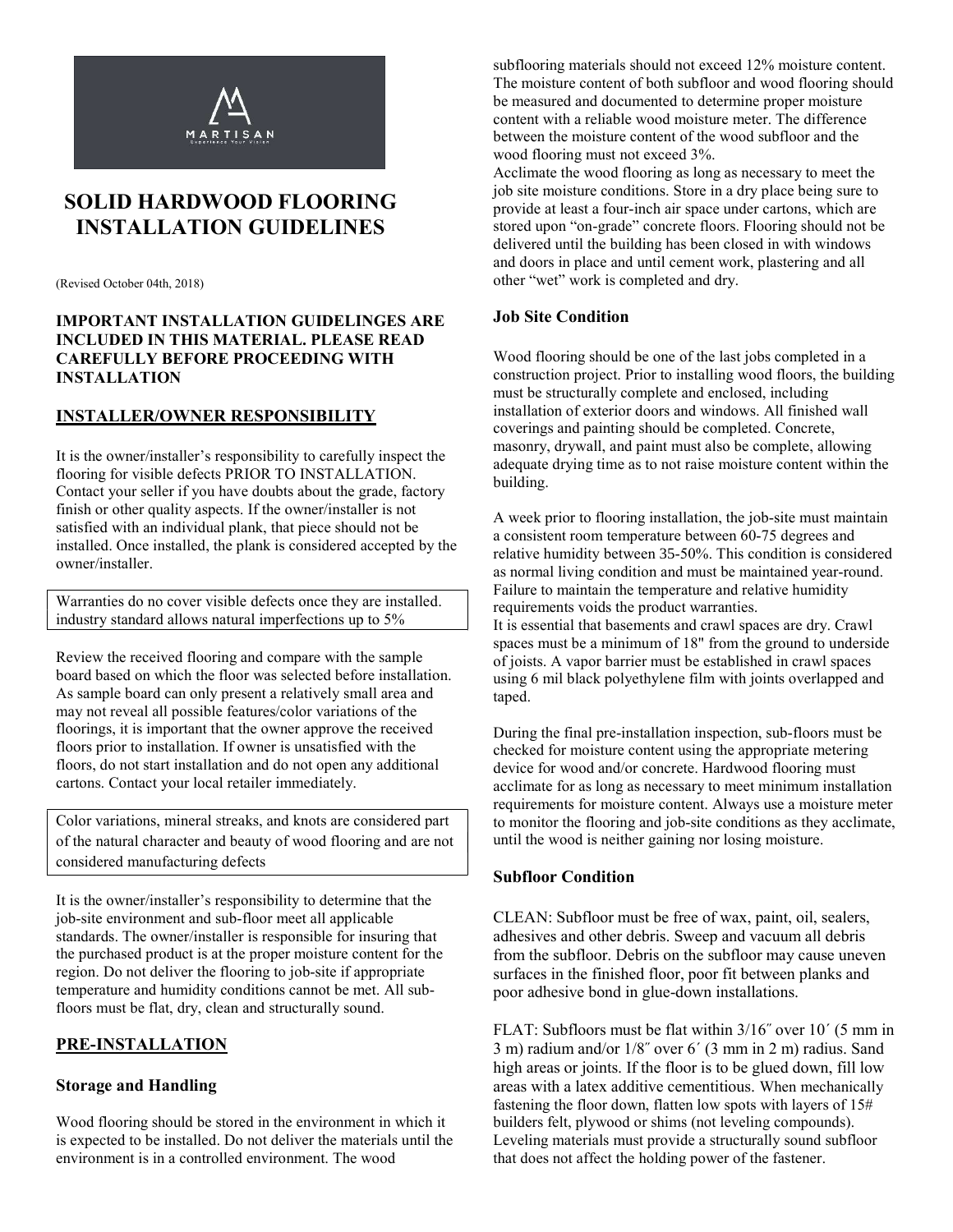# SOLID HARDWOOD FLOORING INSTALLATION GUIDELINES

(Revised October 04th, 2018)

**IMPORTANT INSTALLATION GUIDELINGES ARE INCLUDED IN THIS MATERIAL. PLEASE READ CAREFULLY BEFORE PROCEEDING WITH INSTALLATION**

## INSTALLER/OWNER RESPONSIBILITY

It is the owner/installer's responsibility to carefully inspect the flooring for visible defects PRIOR TO INSTALLATION. Contact your seller if you have doubts about the grade, factory finish or other quality aspects. If the owner/installer is not satisfied with an individual plank, that piece should not be installed. Once installed, the plank is considered accepted by the owner/installer.

Warranties do no cover visible defects once they are installed. industry standard allows natural imperfections up to 5%

Review the received flooring and compare with the sample board based on which the floor was selected before installation. As sample board can only present a relatively small area and may not reveal all possible features/color variations of the floorings, it is important that the owner approve the received floors prior to installation. If owner is unsatisfied with the floors, do not start installation and do not open any additional cartons. Contact your local retailer immediately.

Color variations, mineral streaks, and knots are considered part of the natural character and beauty of wood flooring and are not considered manufacturing defects

It is the owner/installer's responsibility to determine that the job-site environment and sub-floor meet all applicable standards. The owner/installer is responsible for insuring that the purchased product is at the proper moisture content for the region. Do not deliver the flooring to job-site if appropriate temperature and humidity conditions cannot be met. All sub-floors must be flat, dry, clean and structurally sound.

## PRE-INSTALLATION

### Storage and Handling

Wood flooring should be stored in the environment in which it is expected to be installed. Do not deliver the materials until the environment is in a controlled environment. The wood subflooring materials should not exceed 12% moisture content. The moisture content of both subfloor and wood flooring should be measured and documented to determine proper moisture content with a reliable wood moisture meter. The difference between the moisture content of the wood subfloor and the wood flooring must not exceed 3%.

Acclimate the wood flooring as long as necessary to meet the job site moisture conditions. Store in a dry place being sure to provide at least a four-inch air space under cartons, which are stored upon "on-grade" concrete floors. Flooring should not be delivered until the building has been closed in with windows and doors in place and until cement work, plastering and all other "wet" work is completed and dry.

### Job Site Condition

Wood flooring should be one of the last jobs completed in a construction project. Prior to installing wood floors, the building must be structurally complete and enclosed, including installation of exterior doors and windows. All finished wall coverings and painting should be completed. Concrete, masonry, drywall, and paint must also be complete, allowing adequate drying time as to not raise moisture content within the building.

A week prior to flooring installation, the job-site must maintain a consistent room temperature between 60-75 degrees and relative humidity between 35-50%. This condition is considered as normal living condition and must be maintained year-round. Failure to maintain the temperature and relative humidity requirements voids the product warranties.

It is essential that basements and crawl spaces are dry. Crawl spaces must be a minimum of 18" from the ground to underside of joists. A vapor barrier must be established in crawl spaces using 6 mil black polyethylene film with joints overlapped and taped.

During the final pre-installation inspection, sub-floors must be checked for moisture content using the appropriate metering device for wood and/or concrete. Hardwood flooring must acclimate for as long as necessary to meet minimum installation requirements for moisture content. Always use a moisture meter to monitor the flooring and job-site conditions as they acclimate, until the wood is neither gaining nor losing moisture.

### Subfloor Condition

CLEAN: Subfloor must be free of wax, paint, oil, sealers, adhesives and other debris. Sweep and vacuum all debris from the subfloor. Debris on the subfloor may cause uneven surfaces in the finished floor, poor fit between planks and poor adhesive bond in glue-down installations.

FLAT: Subfloors must be flat within 3/16″ over 10′ (5 mm in 3 m) radium and/or 1/8″ over 6′ (3 mm in 2 m) radius. Sand high areas or joints. If the floor is to be glued down, fill low areas with a latex additive cementitious. When mechanically fastening the floor down, flatten low spots with layers of 15# builders felt, plywood or shims (not leveling compounds). Leveling materials must provide a structurally sound subfloor that does not affect the holding power of the fastener.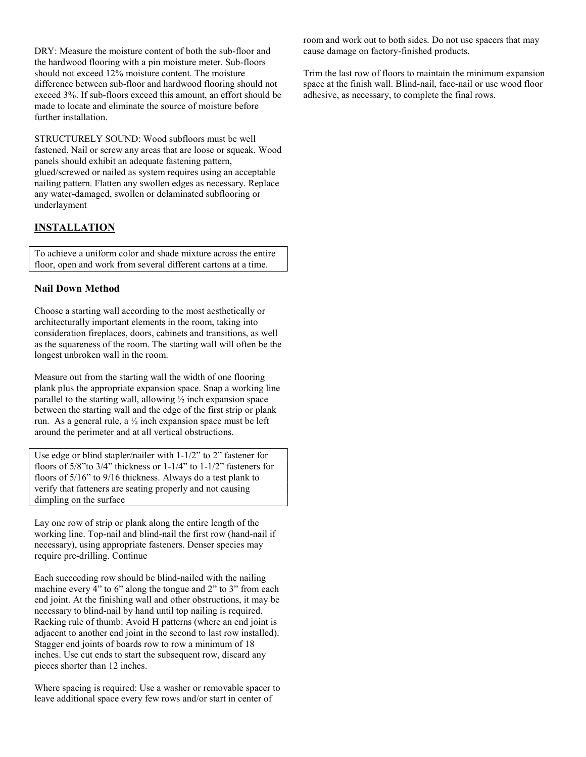DRY: Measure the moisture content of both the sub-floor and the hardwood flooring with a pin moisture meter. Sub-floors should not exceed 12% moisture content. The moisture difference between sub-floor and hardwood flooring should not exceed 3%. If sub-floors exceed this amount, an effort should be made to locate and eliminate the source of moisture before further installation.

STRUCTURELY SOUND: Wood subfloors must be well fastened. Nail or screw any areas that are loose or squeak. Wood panels should exhibit an adequate fastening pattern, glued/screwed or nailed as system requires using an acceptable nailing pattern. Flatten any swollen edges as necessary. Replace any water-damaged, swollen or delaminated subflooring or underlayment

## INSTALLATION

To achieve a uniform color and shade mixture across the entire floor, open and work from several different cartons at a time.

### Nail Down Method

Choose a starting wall according to the most aesthetically or architecturally important elements in the room, taking into consideration fireplaces, doors, cabinets and transitions, as well as the squareness of the room. The starting wall will often be the longest unbroken wall in the room.

Measure out from the starting wall the width of one flooring plank plus the appropriate expansion space. Snap a working line parallel to the starting wall, allowing ½ inch expansion space between the starting wall and the edge of the first strip or plank run. As a general rule, a ½ inch expansion space must be left around the perimeter and at all vertical obstructions.

Use edge or blind stapler/nailer with 1-1/2" to 2" fastener for floors of 5/8"to 3/4" thickness or 1-1/4" to 1-1/2" fasteners for floors of 5/16" to 9/16 thickness. Always do a test plank to verify that fatteners are seating properly and not causing dimpling on the surface

Lay one row of strip or plank along the entire length of the working line. Top-nail and blind-nail the first row (hand-nail if necessary), using appropriate fasteners. Denser species may require pre-drilling. Continue

Each succeeding row should be blind-nailed with the nailing machine every 4" to 6" along the tongue and 2" to 3" from each end joint. At the finishing wall and other obstructions, it may be necessary to blind-nail by hand until top nailing is required. Racking rule of thumb: Avoid H patterns (where an end joint is adjacent to another end joint in the second to last row installed). Stagger end joints of boards row to row a minimum of 18 inches. Use cut ends to start the subsequent row, discard any pieces shorter than 12 inches.

Where spacing is required: Use a washer or removable spacer to leave additional space every few rows and/or start in center of room and work out to both sides. Do not use spacers that may cause damage on factory-finished products.

Trim the last row of floors to maintain the minimum expansion space at the finish wall. Blind-nail, face-nail or use wood floor adhesive, as necessary, to complete the final rows.